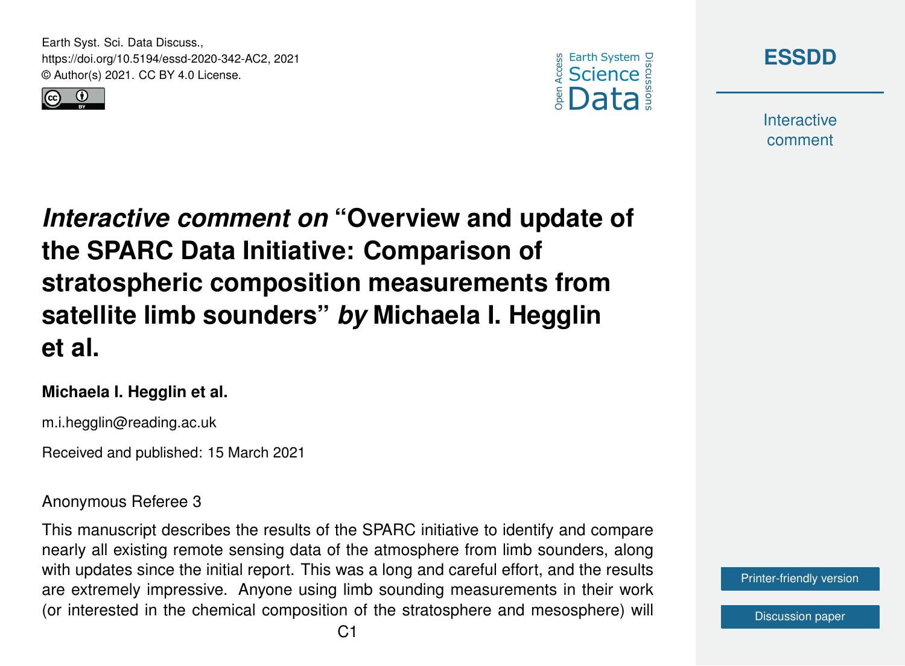Earth Syst. Sci. Data Discuss.,
https://doi.org/10.5194/essd-2020-342-AC2, 2021
© Author(s) 2021. CC BY 4.0 License.

# *Interactive comment on* "Overview and update of the SPARC Data Initiative: Comparison of stratospheric composition measurements from satellite limb sounders" *by* Michaela I. Hegglin et al.

**Michaela I. Hegglin et al.**

m.i.hegglin@reading.ac.uk

Received and published: 15 March 2021

Anonymous Referee 3

This manuscript describes the results of the SPARC initiative to identify and compare nearly all existing remote sensing data of the atmosphere from limb sounders, along with updates since the initial report. This was a long and careful effort, and the results are extremely impressive. Anyone using limb sounding measurements in their work (or interested in the chemical composition of the stratosphere and mesosphere) will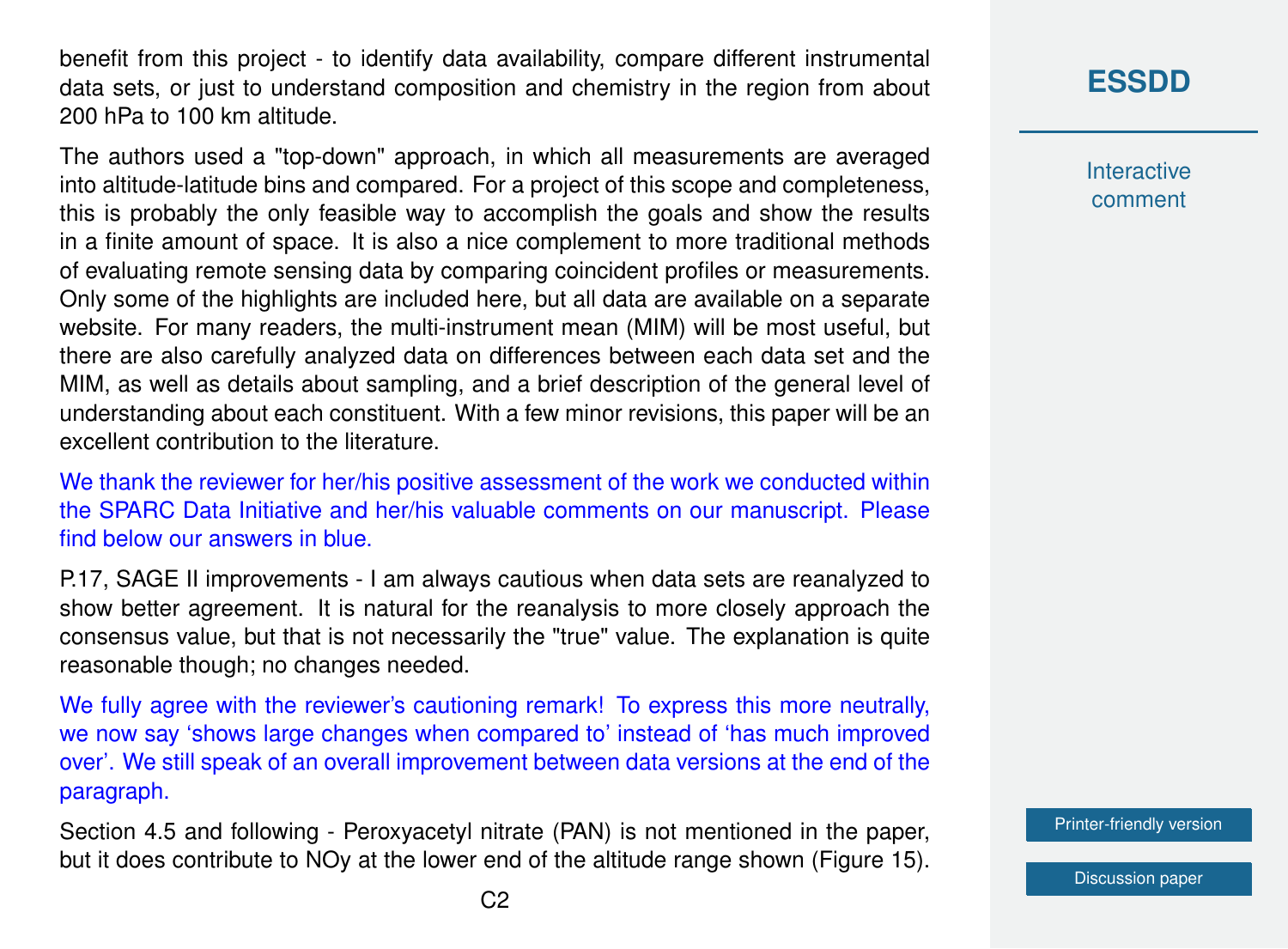benefit from this project - to identify data availability, compare different instrumental data sets, or just to understand composition and chemistry in the region from about 200 hPa to 100 km altitude.

The authors used a "top-down" approach, in which all measurements are averaged into altitude-latitude bins and compared. For a project of this scope and completeness, this is probably the only feasible way to accomplish the goals and show the results in a finite amount of space. It is also a nice complement to more traditional methods of evaluating remote sensing data by comparing coincident profiles or measurements. Only some of the highlights are included here, but all data are available on a separate website. For many readers, the multi-instrument mean (MIM) will be most useful, but there are also carefully analyzed data on differences between each data set and the MIM, as well as details about sampling, and a brief description of the general level of understanding about each constituent. With a few minor revisions, this paper will be an excellent contribution to the literature.

We thank the reviewer for her/his positive assessment of the work we conducted within the SPARC Data Initiative and her/his valuable comments on our manuscript. Please find below our answers in blue.

P.17, SAGE II improvements - I am always cautious when data sets are reanalyzed to show better agreement. It is natural for the reanalysis to more closely approach the consensus value, but that is not necessarily the "true" value. The explanation is quite reasonable though; no changes needed.

We fully agree with the reviewer's cautioning remark! To express this more neutrally, we now say 'shows large changes when compared to' instead of 'has much improved over'. We still speak of an overall improvement between data versions at the end of the paragraph.

Section 4.5 and following - Peroxyacetyl nitrate (PAN) is not mentioned in the paper, but it does contribute to NOy at the lower end of the altitude range shown (Figure 15).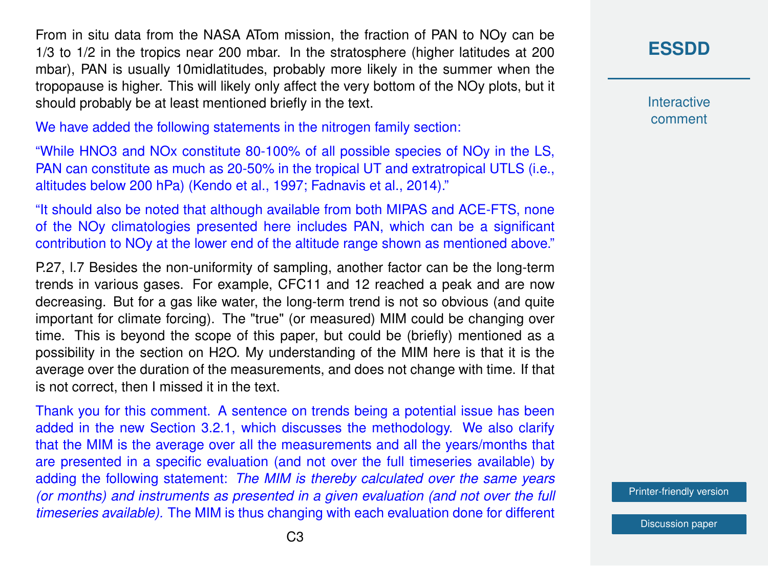From in situ data from the NASA ATom mission, the fraction of PAN to NOy can be 1/3 to 1/2 in the tropics near 200 mbar. In the stratosphere (higher latitudes at 200 mbar), PAN is usually 10midlatitudes, probably more likely in the summer when the tropopause is higher. This will likely only affect the very bottom of the NOy plots, but it should probably be at least mentioned briefly in the text.

We have added the following statements in the nitrogen family section:

"While HNO3 and NOx constitute 80-100% of all possible species of NOy in the LS, PAN can constitute as much as 20-50% in the tropical UT and extratropical UTLS (i.e., altitudes below 200 hPa) (Kendo et al., 1997; Fadnavis et al., 2014)."

"It should also be noted that although available from both MIPAS and ACE-FTS, none of the NOy climatologies presented here includes PAN, which can be a significant contribution to NOy at the lower end of the altitude range shown as mentioned above."

P.27, l.7 Besides the non-uniformity of sampling, another factor can be the long-term trends in various gases. For example, CFC11 and 12 reached a peak and are now decreasing. But for a gas like water, the long-term trend is not so obvious (and quite important for climate forcing). The "true" (or measured) MIM could be changing over time. This is beyond the scope of this paper, but could be (briefly) mentioned as a possibility in the section on H2O. My understanding of the MIM here is that it is the average over the duration of the measurements, and does not change with time. If that is not correct, then I missed it in the text.

Thank you for this comment. A sentence on trends being a potential issue has been added in the new Section 3.2.1, which discusses the methodology. We also clarify that the MIM is the average over all the measurements and all the years/months that are presented in a specific evaluation (and not over the full timeseries available) by adding the following statement: *The MIM is thereby calculated over the same years (or months) and instruments as presented in a given evaluation (and not over the full timeseries available).* The MIM is thus changing with each evaluation done for different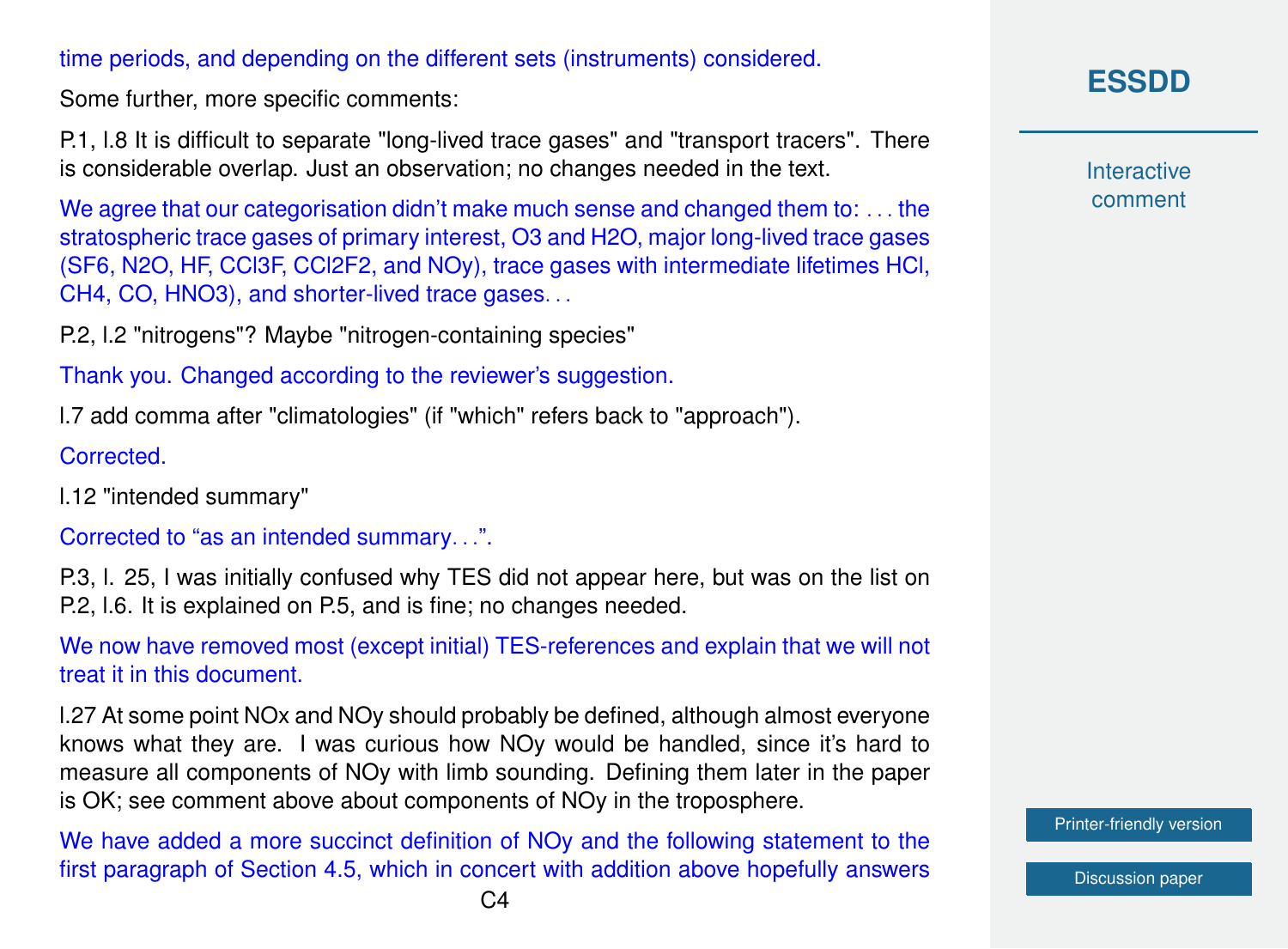time periods, and depending on the different sets (instruments) considered.

Some further, more specific comments:

P.1, l.8 It is difficult to separate "long-lived trace gases" and "transport tracers". There is considerable overlap. Just an observation; no changes needed in the text.

We agree that our categorisation didn't make much sense and changed them to: . . . the stratospheric trace gases of primary interest, $O_3$ and $H_2O$, major long-lived trace gases ($SF_6$, $N_2O$, HF, $CCl_3F$, $CCl_2F_2$, and $NO_y$), trace gases with intermediate lifetimes HCl, $CH_4$, CO, $HNO_3$), and shorter-lived trace gases. . .

P.2, l.2 "nitrogens"? Maybe "nitrogen-containing species"

Thank you. Changed according to the reviewer's suggestion.

l.7 add comma after "climatologies" (if "which" refers back to "approach").

Corrected.

l.12 "intended summary"

Corrected to "as an intended summary. . .".

P.3, l. 25, I was initially confused why TES did not appear here, but was on the list on P.2, l.6. It is explained on P.5, and is fine; no changes needed.

We now have removed most (except initial) TES-references and explain that we will not treat it in this document.

l.27 At some point $NO_x$ and $NO_y$ should probably be defined, although almost everyone knows what they are. I was curious how $NO_y$ would be handled, since it's hard to measure all components of $NO_y$ with limb sounding. Defining them later in the paper is OK; see comment above about components of $NO_y$ in the troposphere.

We have added a more succinct definition of $NO_y$ and the following statement to the first paragraph of Section 4.5, which in concert with addition above hopefully answers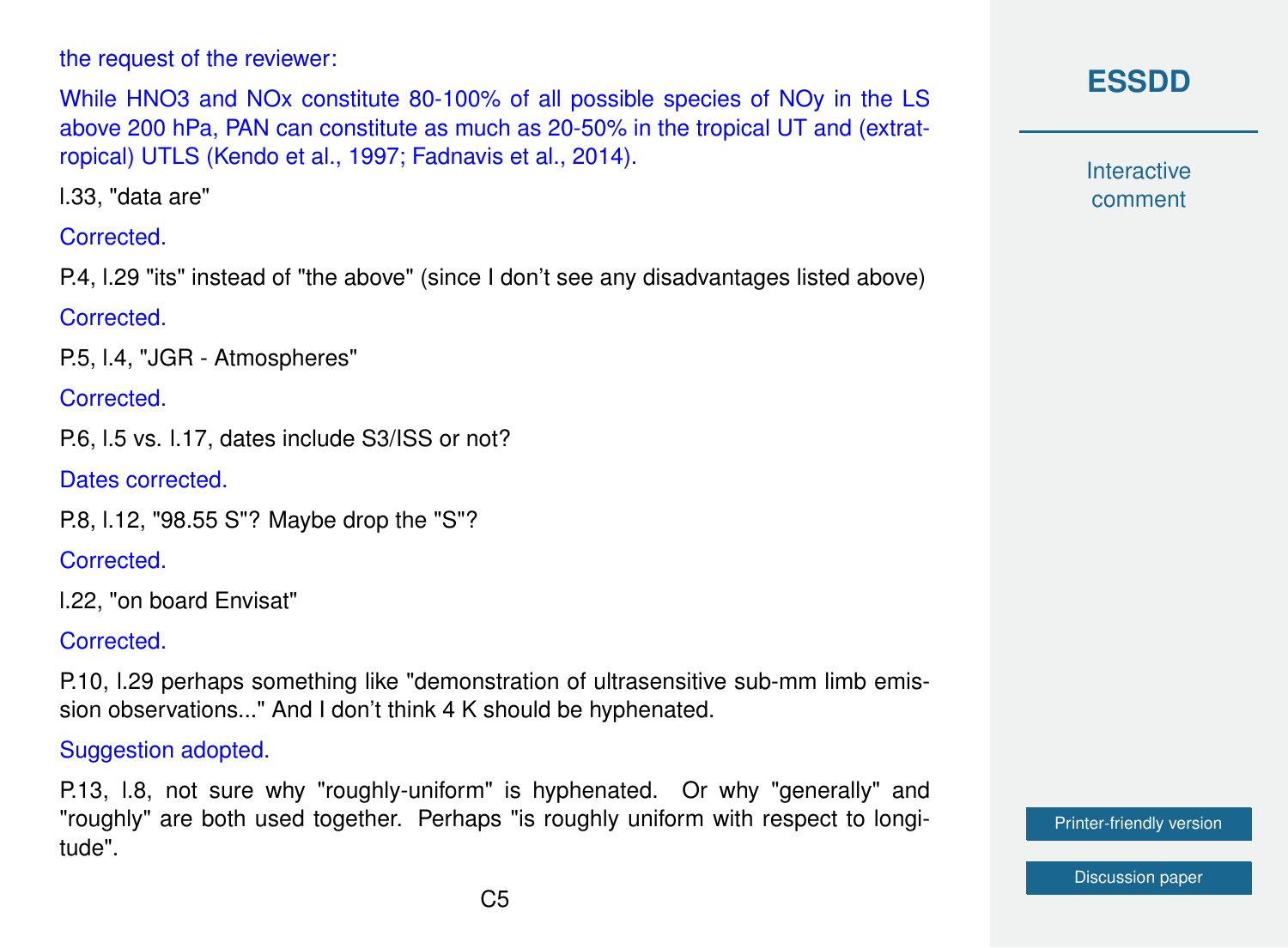the request of the reviewer:

While $HNO_3$ and $NO_x$ constitute 80-100% of all possible species of $NO_y$ in the LS above 200 hPa, PAN can constitute as much as 20-50% in the tropical UT and (extratropical) UTLS (Kendo et al., 1997; Fadnavis et al., 2014).

l.33, "data are"

Corrected.

P.4, l.29 "its" instead of "the above" (since I don't see any disadvantages listed above)

Corrected.

P.5, l.4, "JGR - Atmospheres"

Corrected.

P.6, l.5 vs. l.17, dates include S3/ISS or not?

Dates corrected.

P.8, l.12, "98.55 S"? Maybe drop the "S"?

Corrected.

l.22, "on board Envisat"

Corrected.

P.10, l.29 perhaps something like "demonstration of ultrasensitive sub-mm limb emission observations..." And I don't think 4 K should be hyphenated.

Suggestion adopted.

P.13, l.8, not sure why "roughly-uniform" is hyphenated. Or why "generally" and "roughly" are both used together. Perhaps "is roughly uniform with respect to longitude".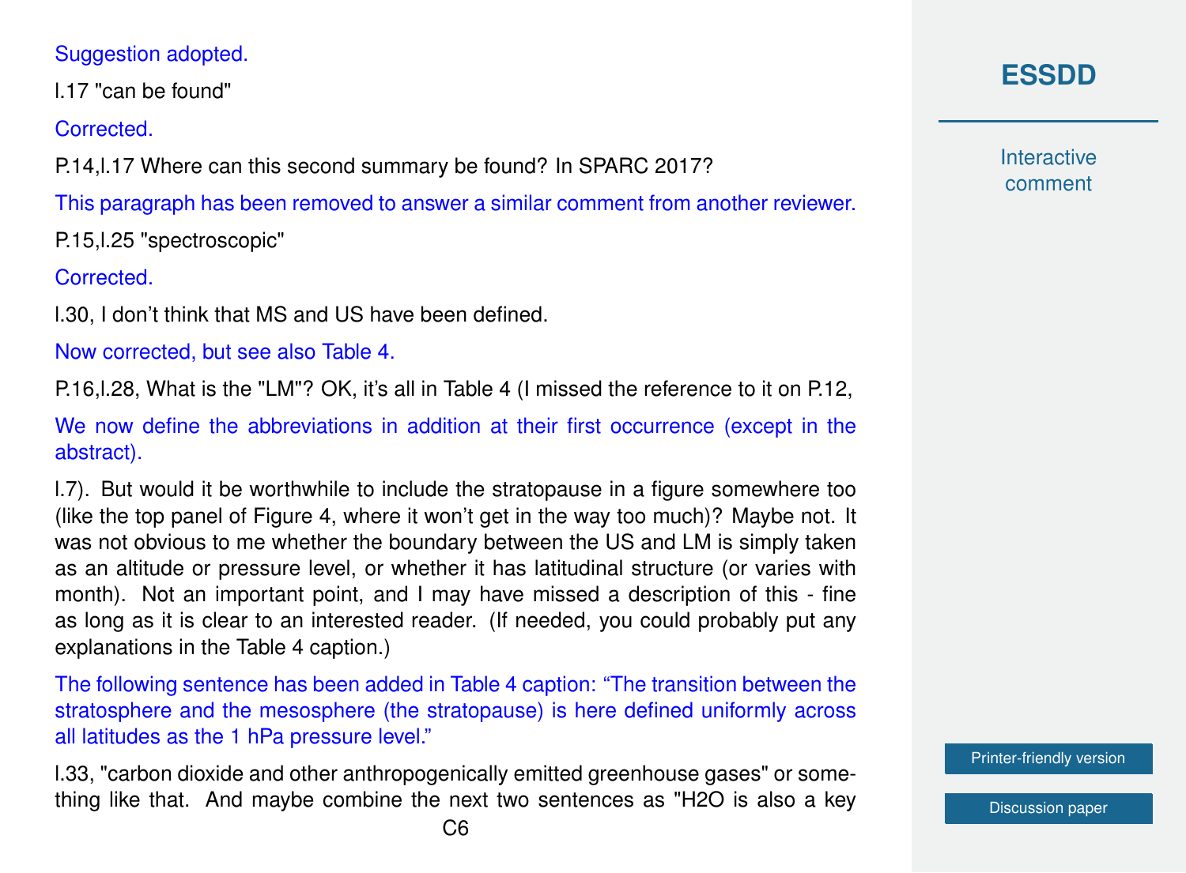Suggestion adopted.

l.17 "can be found"

Corrected.

P.14,l.17 Where can this second summary be found? In SPARC 2017?

This paragraph has been removed to answer a similar comment from another reviewer.

P.15,l.25 "spectroscopic"

Corrected.

l.30, I don't think that MS and US have been defined.

Now corrected, but see also Table 4.

P.16,l.28, What is the "LM"? OK, it's all in Table 4 (I missed the reference to it on P.12,

We now define the abbreviations in addition at their first occurrence (except in the abstract).

l.7). But would it be worthwhile to include the stratopause in a figure somewhere too (like the top panel of Figure 4, where it won't get in the way too much)? Maybe not. It was not obvious to me whether the boundary between the US and LM is simply taken as an altitude or pressure level, or whether it has latitudinal structure (or varies with month). Not an important point, and I may have missed a description of this - fine as long as it is clear to an interested reader. (If needed, you could probably put any explanations in the Table 4 caption.)

The following sentence has been added in Table 4 caption: "The transition between the stratosphere and the mesosphere (the stratopause) is here defined uniformly across all latitudes as the 1 hPa pressure level."

l.33, "carbon dioxide and other anthropogenically emitted greenhouse gases" or something like that. And maybe combine the next two sentences as "H2O is also a key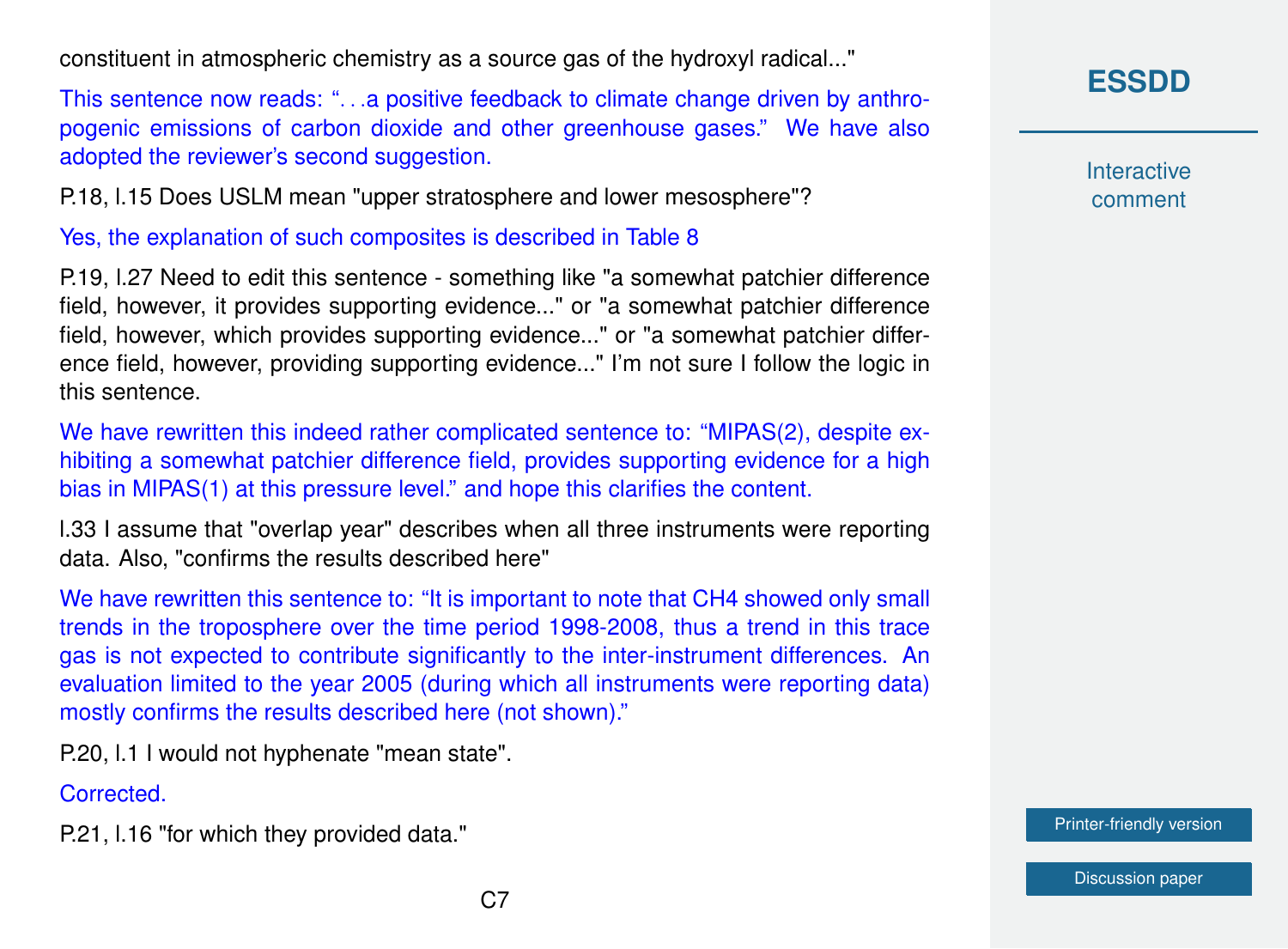constituent in atmospheric chemistry as a source gas of the hydroxyl radical..."

This sentence now reads: "...a positive feedback to climate change driven by anthropogenic emissions of carbon dioxide and other greenhouse gases." We have also adopted the reviewer's second suggestion.

P.18, l.15 Does USLM mean "upper stratosphere and lower mesosphere"?

Yes, the explanation of such composites is described in Table 8

P.19, l.27 Need to edit this sentence - something like "a somewhat patchier difference field, however, it provides supporting evidence..." or "a somewhat patchier difference field, however, which provides supporting evidence..." or "a somewhat patchier difference field, however, providing supporting evidence..." I'm not sure I follow the logic in this sentence.

We have rewritten this indeed rather complicated sentence to: "MIPAS(2), despite exhibiting a somewhat patchier difference field, provides supporting evidence for a high bias in MIPAS(1) at this pressure level." and hope this clarifies the content.

l.33 I assume that "overlap year" describes when all three instruments were reporting data. Also, "confirms the results described here"

We have rewritten this sentence to: "It is important to note that $CH_4$ showed only small trends in the troposphere over the time period 1998-2008, thus a trend in this trace gas is not expected to contribute significantly to the inter-instrument differences. An evaluation limited to the year 2005 (during which all instruments were reporting data) mostly confirms the results described here (not shown)."

P.20, l.1 I would not hyphenate "mean state".

Corrected.

P.21, l.16 "for which they provided data."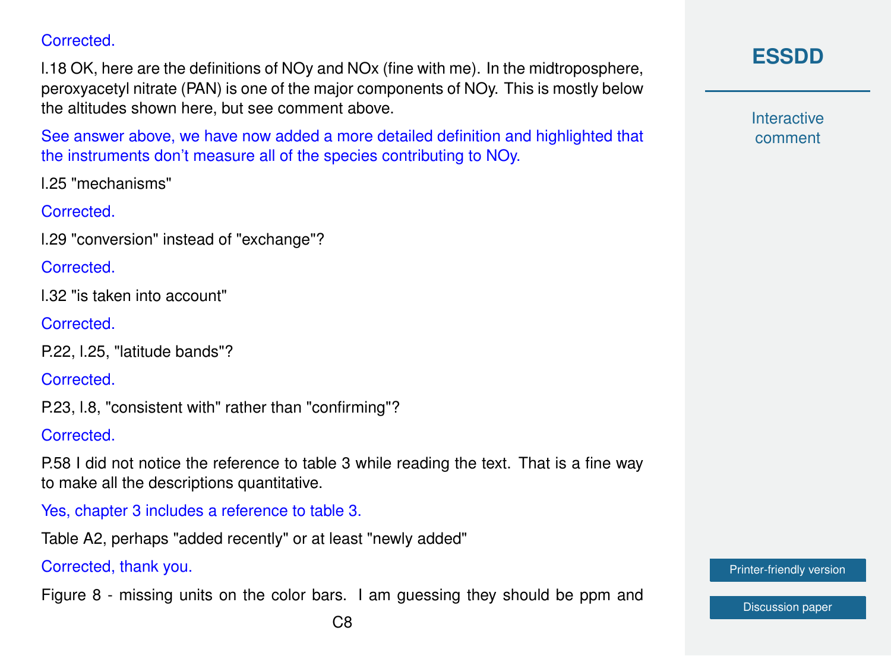Corrected.

l.18 OK, here are the definitions of NOy and NOx (fine with me). In the midtroposphere, peroxyacetyl nitrate (PAN) is one of the major components of NOy. This is mostly below the altitudes shown here, but see comment above.

See answer above, we have now added a more detailed definition and highlighted that the instruments don't measure all of the species contributing to NOy.

l.25 "mechanisms"

Corrected.

l.29 "conversion" instead of "exchange"?

Corrected.

l.32 "is taken into account"

Corrected.

P.22, l.25, "latitude bands"?

Corrected.

P.23, l.8, "consistent with" rather than "confirming"?

Corrected.

P.58 I did not notice the reference to table 3 while reading the text. That is a fine way to make all the descriptions quantitative.

Yes, chapter 3 includes a reference to table 3.

Table A2, perhaps "added recently" or at least "newly added"

Corrected, thank you.

Figure 8 - missing units on the color bars. I am guessing they should be ppm and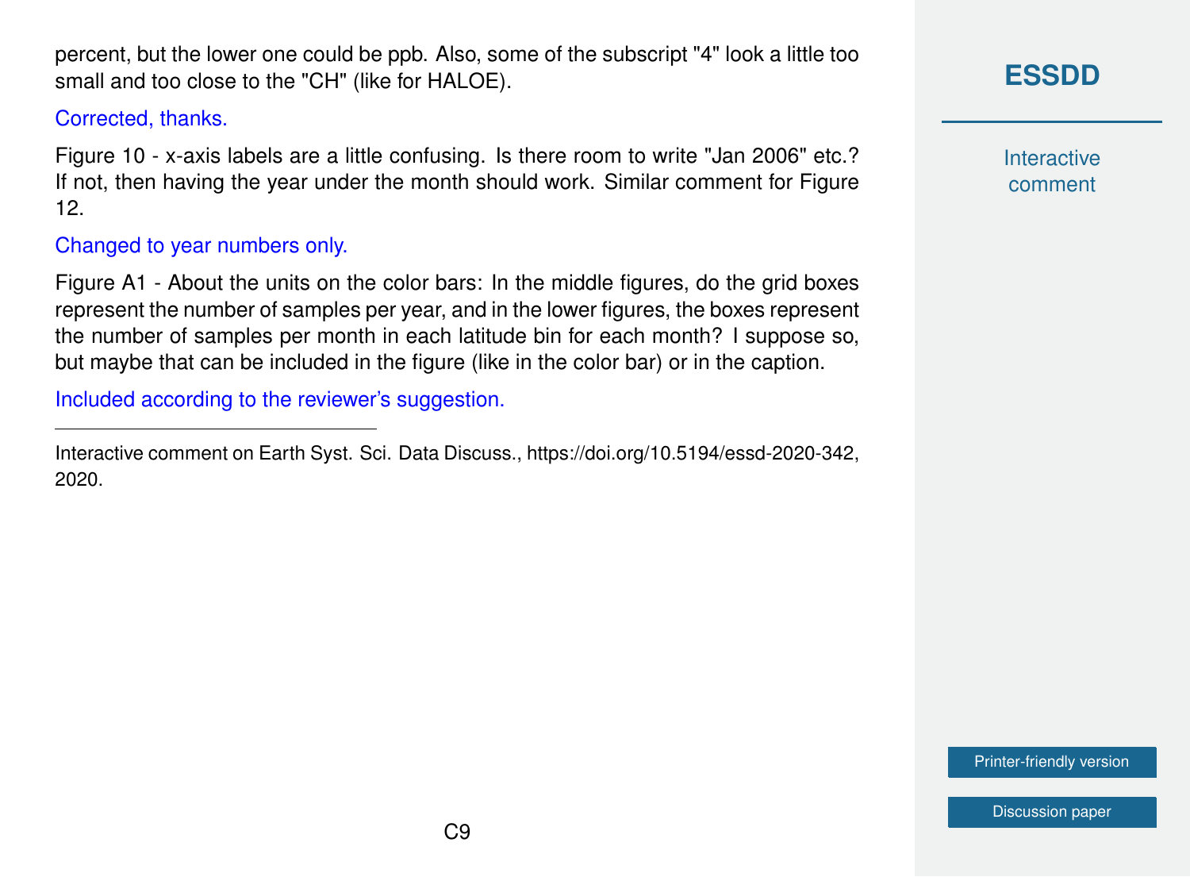percent, but the lower one could be ppb. Also, some of the subscript "4" look a little too small and too close to the "CH" (like for HALOE).

Corrected, thanks.

Figure 10 - x-axis labels are a little confusing. Is there room to write "Jan 2006" etc.? If not, then having the year under the month should work. Similar comment for Figure 12.

Changed to year numbers only.

Figure A1 - About the units on the color bars: In the middle figures, do the grid boxes represent the number of samples per year, and in the lower figures, the boxes represent the number of samples per month in each latitude bin for each month? I suppose so, but maybe that can be included in the figure (like in the color bar) or in the caption.

Included according to the reviewer's suggestion.

---

Interactive comment on Earth Syst. Sci. Data Discuss., https://doi.org/10.5194/essd-2020-342, 2020.